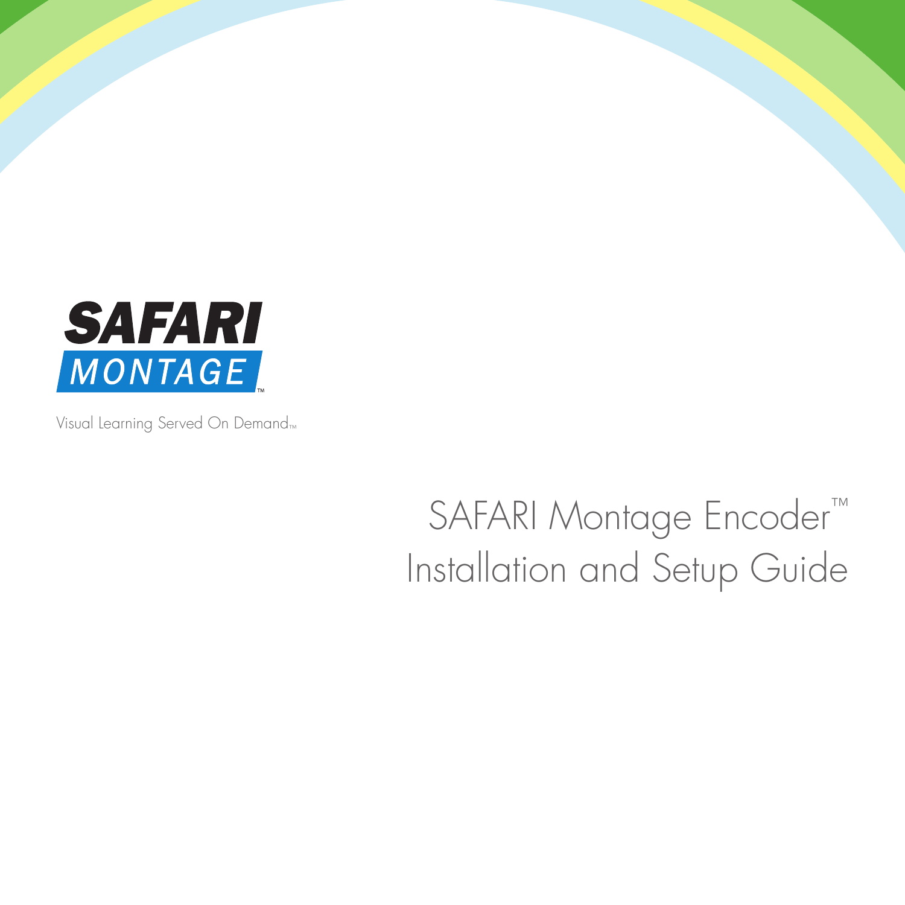SAFARI MONTAGE™

Visual Learning Served On Demand™

# SAFARI Montage Encoder™ Installation and Setup Guide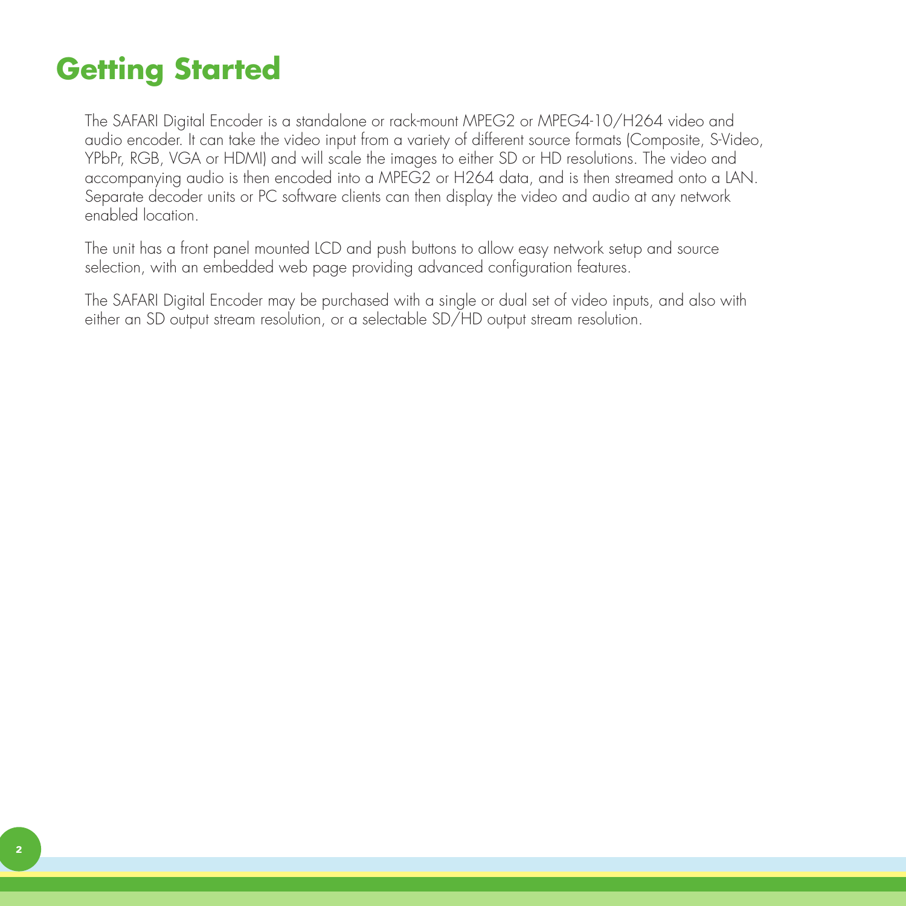# Getting Started

The SAFARI Digital Encoder is a standalone or rack-mount MPEG2 or MPEG4-10/H264 video and audio encoder. It can take the video input from a variety of different source formats (Composite, S-Video, YPbPr, RGB, VGA or HDMI) and will scale the images to either SD or HD resolutions. The video and accompanying audio is then encoded into a MPEG2 or H264 data, and is then streamed onto a LAN. Separate decoder units or PC software clients can then display the video and audio at any network enabled location.

The unit has a front panel mounted LCD and push buttons to allow easy network setup and source selection, with an embedded web page providing advanced configuration features.

The SAFARI Digital Encoder may be purchased with a single or dual set of video inputs, and also with either an SD output stream resolution, or a selectable SD/HD output stream resolution.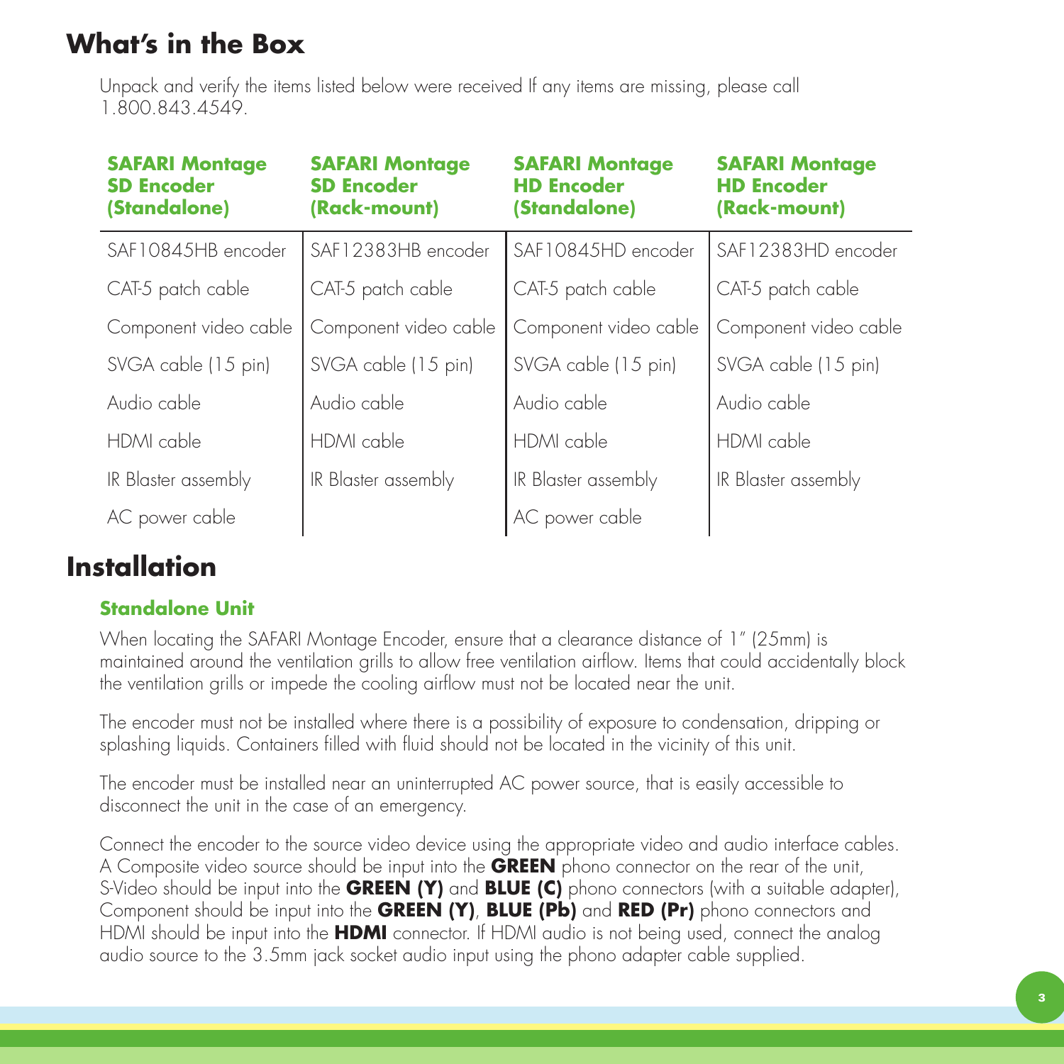## What's in the Box

Unpack and verify the items listed below were received If any items are missing, please call 1.800.843.4549.

| **SAFARI Montage SD Encoder (Standalone)** | **SAFARI Montage SD Encoder (Rack-mount)** | **SAFARI Montage HD Encoder (Standalone)** | **SAFARI Montage HD Encoder (Rack-mount)** |
|---|---|---|---|
| SAF10845HB encoder | SAF12383HB encoder | SAF10845HD encoder | SAF12383HD encoder |
| CAT-5 patch cable | CAT-5 patch cable | CAT-5 patch cable | CAT-5 patch cable |
| Component video cable | Component video cable | Component video cable | Component video cable |
| SVGA cable (15 pin) | SVGA cable (15 pin) | SVGA cable (15 pin) | SVGA cable (15 pin) |
| Audio cable | Audio cable | Audio cable | Audio cable |
| HDMI cable | HDMI cable | HDMI cable | HDMI cable |
| IR Blaster assembly | IR Blaster assembly | IR Blaster assembly | IR Blaster assembly |
| AC power cable | | AC power cable | |

## Installation

### Standalone Unit

When locating the SAFARI Montage Encoder, ensure that a clearance distance of 1" (25mm) is maintained around the ventilation grills to allow free ventilation airflow. Items that could accidentally block the ventilation grills or impede the cooling airflow must not be located near the unit.

The encoder must not be installed where there is a possibility of exposure to condensation, dripping or splashing liquids. Containers filled with fluid should not be located in the vicinity of this unit.

The encoder must be installed near an uninterrupted AC power source, that is easily accessible to disconnect the unit in the case of an emergency.

Connect the encoder to the source video device using the appropriate video and audio interface cables. A Composite video source should be input into the **GREEN** phono connector on the rear of the unit, S-Video should be input into the **GREEN (Y)** and **BLUE (C)** phono connectors (with a suitable adapter), Component should be input into the **GREEN (Y)**, **BLUE (Pb)** and **RED (Pr)** phono connectors and HDMI should be input into the **HDMI** connector. If HDMI audio is not being used, connect the analog audio source to the 3.5mm jack socket audio input using the phono adapter cable supplied.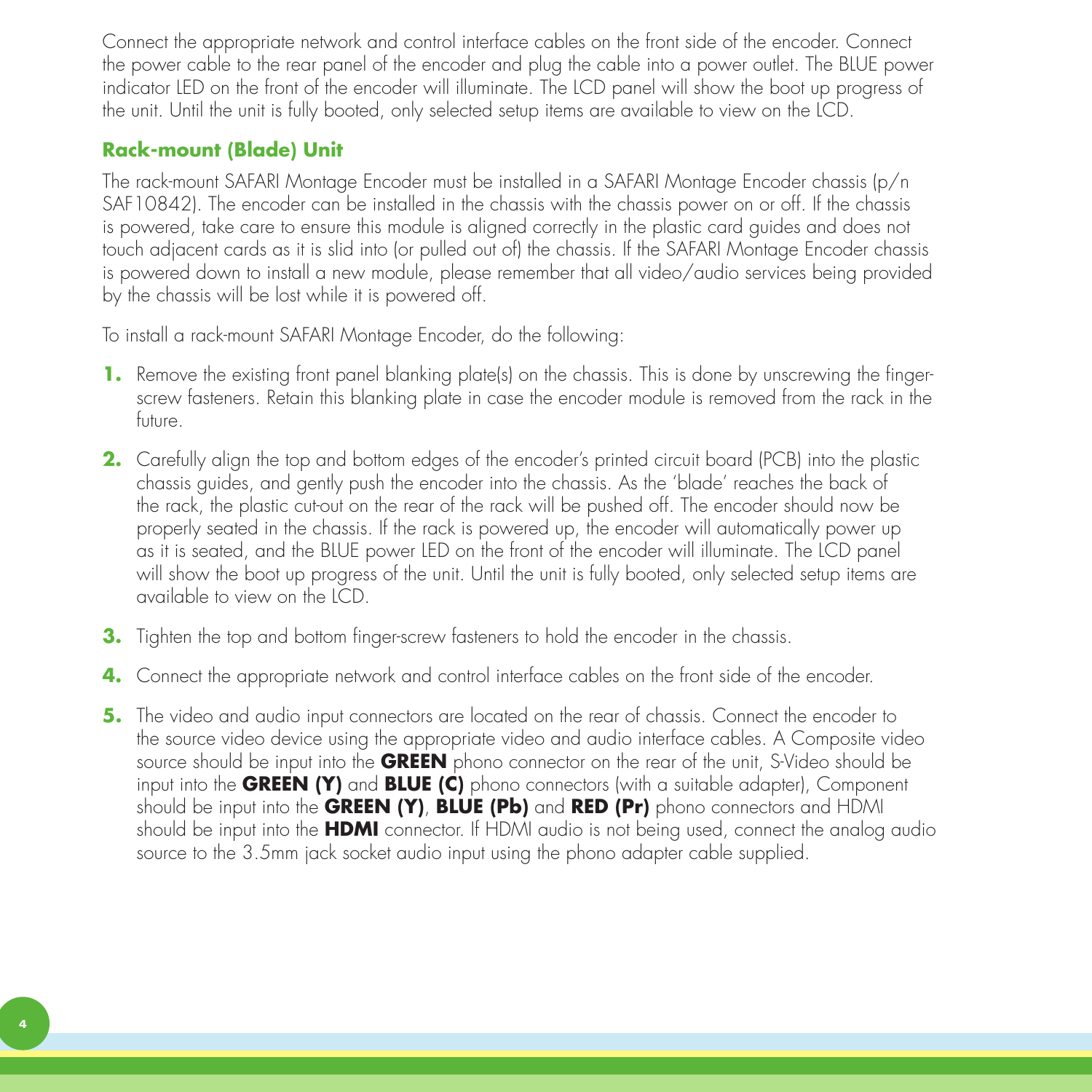Connect the appropriate network and control interface cables on the front side of the encoder. Connect the power cable to the rear panel of the encoder and plug the cable into a power outlet. The BLUE power indicator LED on the front of the encoder will illuminate. The LCD panel will show the boot up progress of the unit. Until the unit is fully booted, only selected setup items are available to view on the LCD.

### Rack-mount (Blade) Unit

The rack-mount SAFARI Montage Encoder must be installed in a SAFARI Montage Encoder chassis (p/n SAF10842). The encoder can be installed in the chassis with the chassis power on or off. If the chassis is powered, take care to ensure this module is aligned correctly in the plastic card guides and does not touch adjacent cards as it is slid into (or pulled out of) the chassis. If the SAFARI Montage Encoder chassis is powered down to install a new module, please remember that all video/audio services being provided by the chassis will be lost while it is powered off.

To install a rack-mount SAFARI Montage Encoder, do the following:

1. Remove the existing front panel blanking plate(s) on the chassis. This is done by unscrewing the finger-screw fasteners. Retain this blanking plate in case the encoder module is removed from the rack in the future.
2. Carefully align the top and bottom edges of the encoder's printed circuit board (PCB) into the plastic chassis guides, and gently push the encoder into the chassis. As the 'blade' reaches the back of the rack, the plastic cut-out on the rear of the rack will be pushed off. The encoder should now be properly seated in the chassis. If the rack is powered up, the encoder will automatically power up as it is seated, and the BLUE power LED on the front of the encoder will illuminate. The LCD panel will show the boot up progress of the unit. Until the unit is fully booted, only selected setup items are available to view on the LCD.
3. Tighten the top and bottom finger-screw fasteners to hold the encoder in the chassis.
4. Connect the appropriate network and control interface cables on the front side of the encoder.
5. The video and audio input connectors are located on the rear of chassis. Connect the encoder to the source video device using the appropriate video and audio interface cables. A Composite video source should be input into the **GREEN** phono connector on the rear of the unit, S-Video should be input into the **GREEN (Y)** and **BLUE (C)** phono connectors (with a suitable adapter), Component should be input into the **GREEN (Y)**, **BLUE (Pb)** and **RED (Pr)** phono connectors and HDMI should be input into the **HDMI** connector. If HDMI audio is not being used, connect the analog audio source to the 3.5mm jack socket audio input using the phono adapter cable supplied.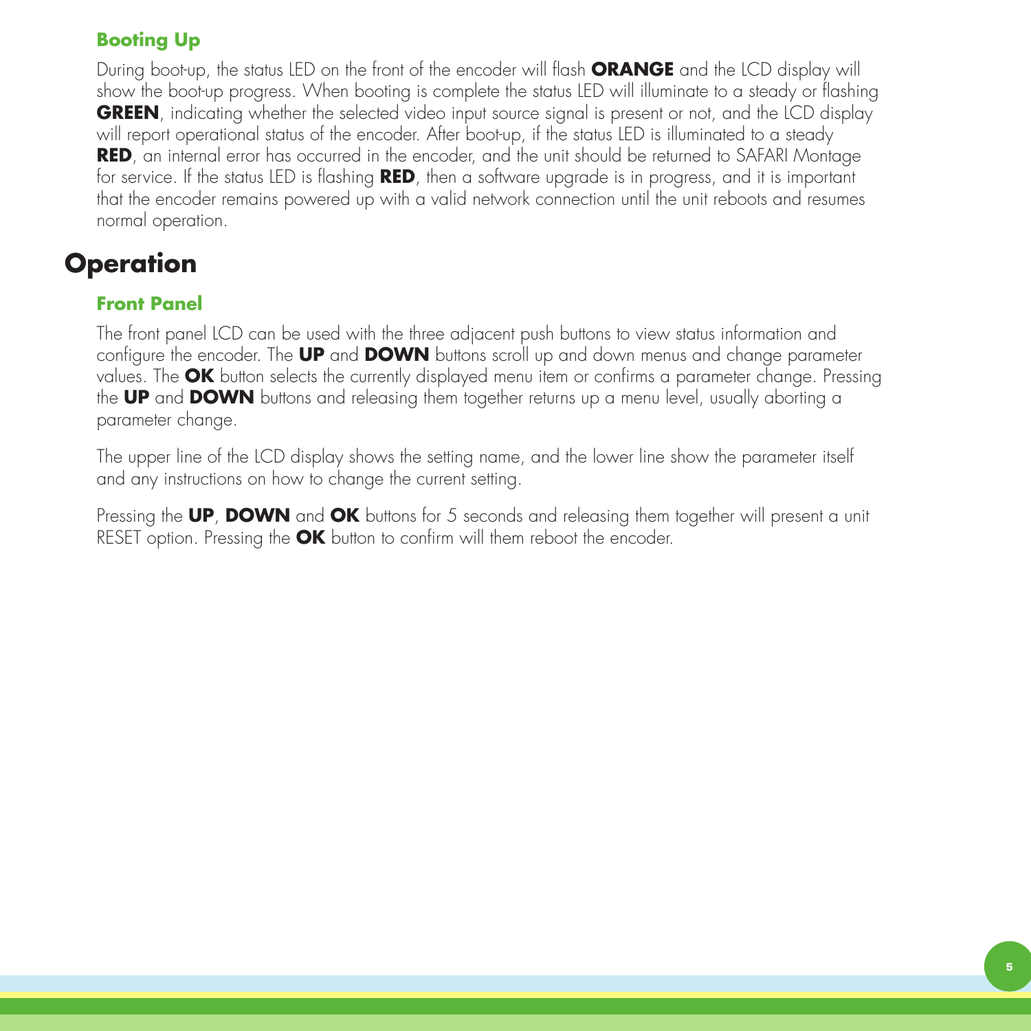### Booting Up

During boot-up, the status LED on the front of the encoder will flash **ORANGE** and the LCD display will show the boot-up progress. When booting is complete the status LED will illuminate to a steady or flashing **GREEN**, indicating whether the selected video input source signal is present or not, and the LCD display will report operational status of the encoder. After boot-up, if the status LED is illuminated to a steady **RED**, an internal error has occurred in the encoder, and the unit should be returned to SAFARI Montage for service. If the status LED is flashing **RED**, then a software upgrade is in progress, and it is important that the encoder remains powered up with a valid network connection until the unit reboots and resumes normal operation.

## Operation

### Front Panel

The front panel LCD can be used with the three adjacent push buttons to view status information and configure the encoder. The **UP** and **DOWN** buttons scroll up and down menus and change parameter values. The **OK** button selects the currently displayed menu item or confirms a parameter change. Pressing the **UP** and **DOWN** buttons and releasing them together returns up a menu level, usually aborting a parameter change.

The upper line of the LCD display shows the setting name, and the lower line show the parameter itself and any instructions on how to change the current setting.

Pressing the **UP**, **DOWN** and **OK** buttons for 5 seconds and releasing them together will present a unit RESET option. Pressing the **OK** button to confirm will them reboot the encoder.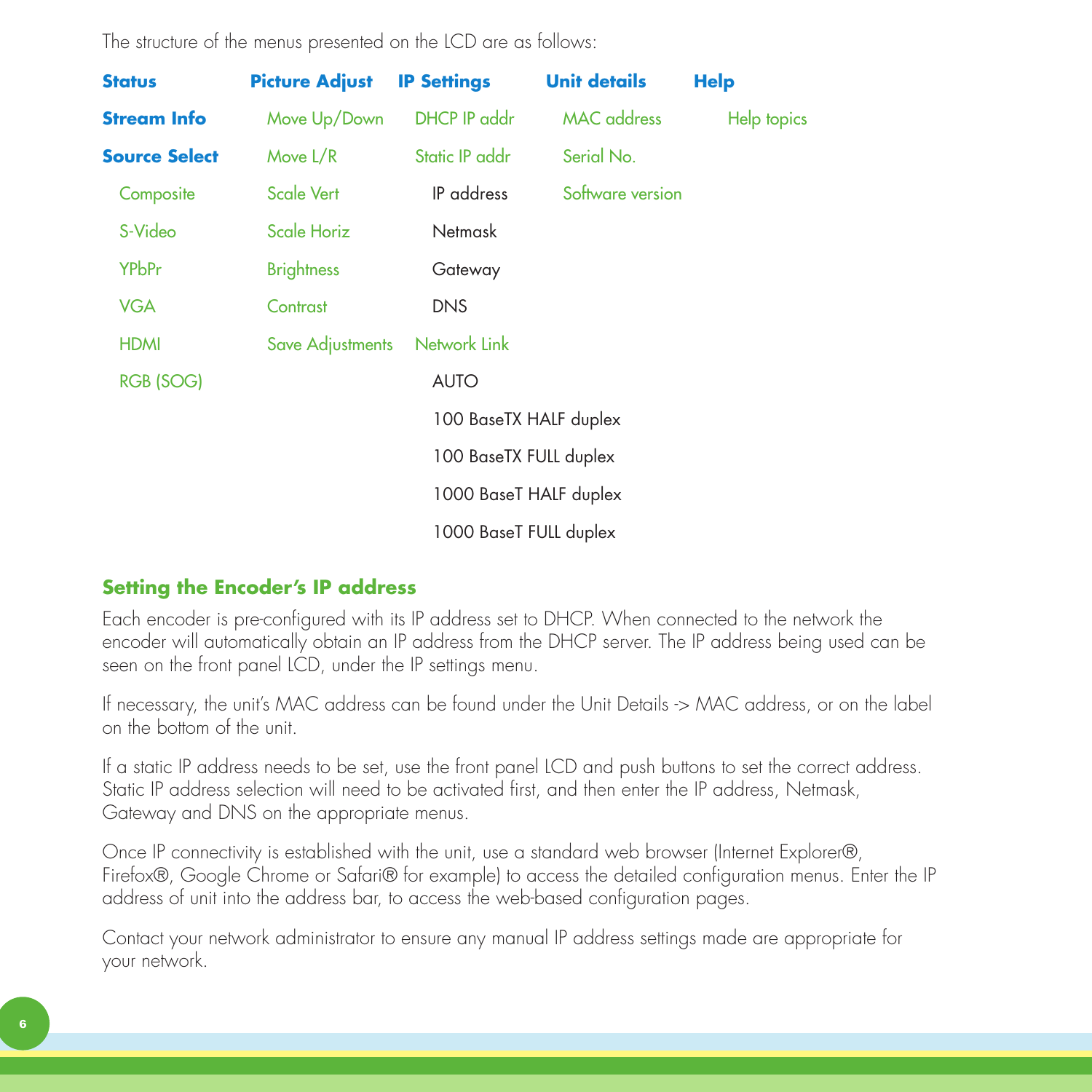The structure of the menus presented on the LCD are as follows:

| Status | Picture Adjust | IP Settings | Unit details | Help |
|---|---|---|---|---|
| **Stream Info** | Move Up/Down | DHCP IP addr | MAC address | Help topics |
| **Source Select** | Move L/R | Static IP addr | Serial No. | |
| Composite | Scale Vert | IP address | Software version | |
| S-Video | Scale Horiz | Netmask | | |
| YPbPr | Brightness | Gateway | | |
| VGA | Contrast | DNS | | |
| HDMI | Save Adjustments | Network Link | | |
| RGB (SOG) | | AUTO | | |
| | | 100 BaseTX HALF duplex | | |
| | | 100 BaseTX FULL duplex | | |
| | | 1000 BaseT HALF duplex | | |
| | | 1000 BaseT FULL duplex | | |

## Setting the Encoder's IP address

Each encoder is pre-configured with its IP address set to DHCP. When connected to the network the encoder will automatically obtain an IP address from the DHCP server. The IP address being used can be seen on the front panel LCD, under the IP settings menu.

If necessary, the unit's MAC address can be found under the Unit Details -> MAC address, or on the label on the bottom of the unit.

If a static IP address needs to be set, use the front panel LCD and push buttons to set the correct address. Static IP address selection will need to be activated first, and then enter the IP address, Netmask, Gateway and DNS on the appropriate menus.

Once IP connectivity is established with the unit, use a standard web browser (Internet Explorer®, Firefox®, Google Chrome or Safari® for example) to access the detailed configuration menus. Enter the IP address of unit into the address bar, to access the web-based configuration pages.

Contact your network administrator to ensure any manual IP address settings made are appropriate for your network.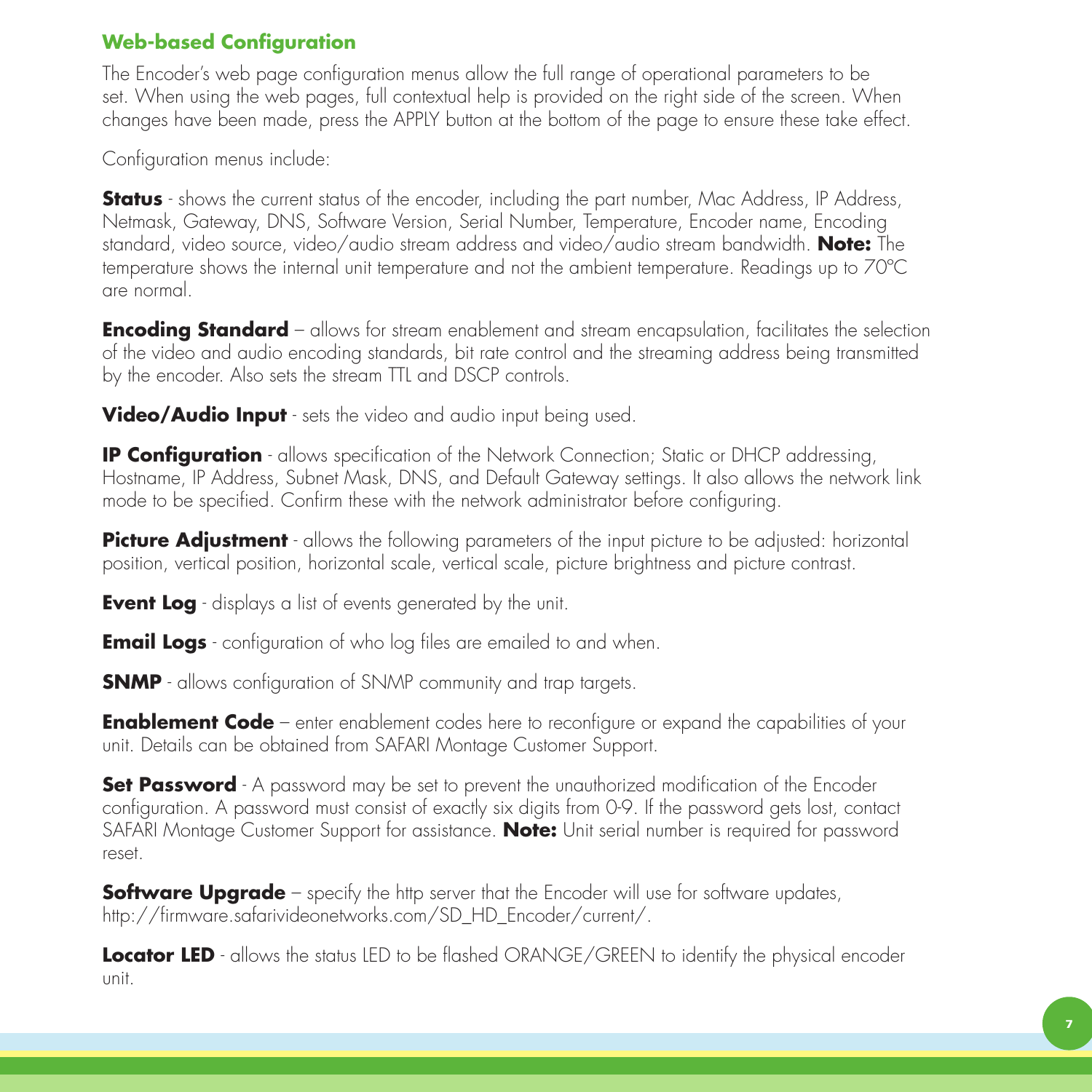## Web-based Configuration

The Encoder's web page configuration menus allow the full range of operational parameters to be set. When using the web pages, full contextual help is provided on the right side of the screen. When changes have been made, press the APPLY button at the bottom of the page to ensure these take effect.

Configuration menus include:

**Status** - shows the current status of the encoder, including the part number, Mac Address, IP Address, Netmask, Gateway, DNS, Software Version, Serial Number, Temperature, Encoder name, Encoding standard, video source, video/audio stream address and video/audio stream bandwidth. **Note:** The temperature shows the internal unit temperature and not the ambient temperature. Readings up to 70°C are normal.

**Encoding Standard** – allows for stream enablement and stream encapsulation, facilitates the selection of the video and audio encoding standards, bit rate control and the streaming address being transmitted by the encoder. Also sets the stream TTL and DSCP controls.

**Video/Audio Input** - sets the video and audio input being used.

**IP Configuration** - allows specification of the Network Connection; Static or DHCP addressing, Hostname, IP Address, Subnet Mask, DNS, and Default Gateway settings. It also allows the network link mode to be specified. Confirm these with the network administrator before configuring.

**Picture Adjustment** - allows the following parameters of the input picture to be adjusted: horizontal position, vertical position, horizontal scale, vertical scale, picture brightness and picture contrast.

**Event Log** - displays a list of events generated by the unit.

**Email Logs** - configuration of who log files are emailed to and when.

**SNMP** - allows configuration of SNMP community and trap targets.

**Enablement Code** – enter enablement codes here to reconfigure or expand the capabilities of your unit. Details can be obtained from SAFARI Montage Customer Support.

**Set Password** - A password may be set to prevent the unauthorized modification of the Encoder configuration. A password must consist of exactly six digits from 0-9. If the password gets lost, contact SAFARI Montage Customer Support for assistance. **Note:** Unit serial number is required for password reset.

**Software Upgrade** – specify the http server that the Encoder will use for software updates, http://firmware.safarivideonetworks.com/SD_HD_Encoder/current/.

**Locator LED** - allows the status LED to be flashed ORANGE/GREEN to identify the physical encoder unit.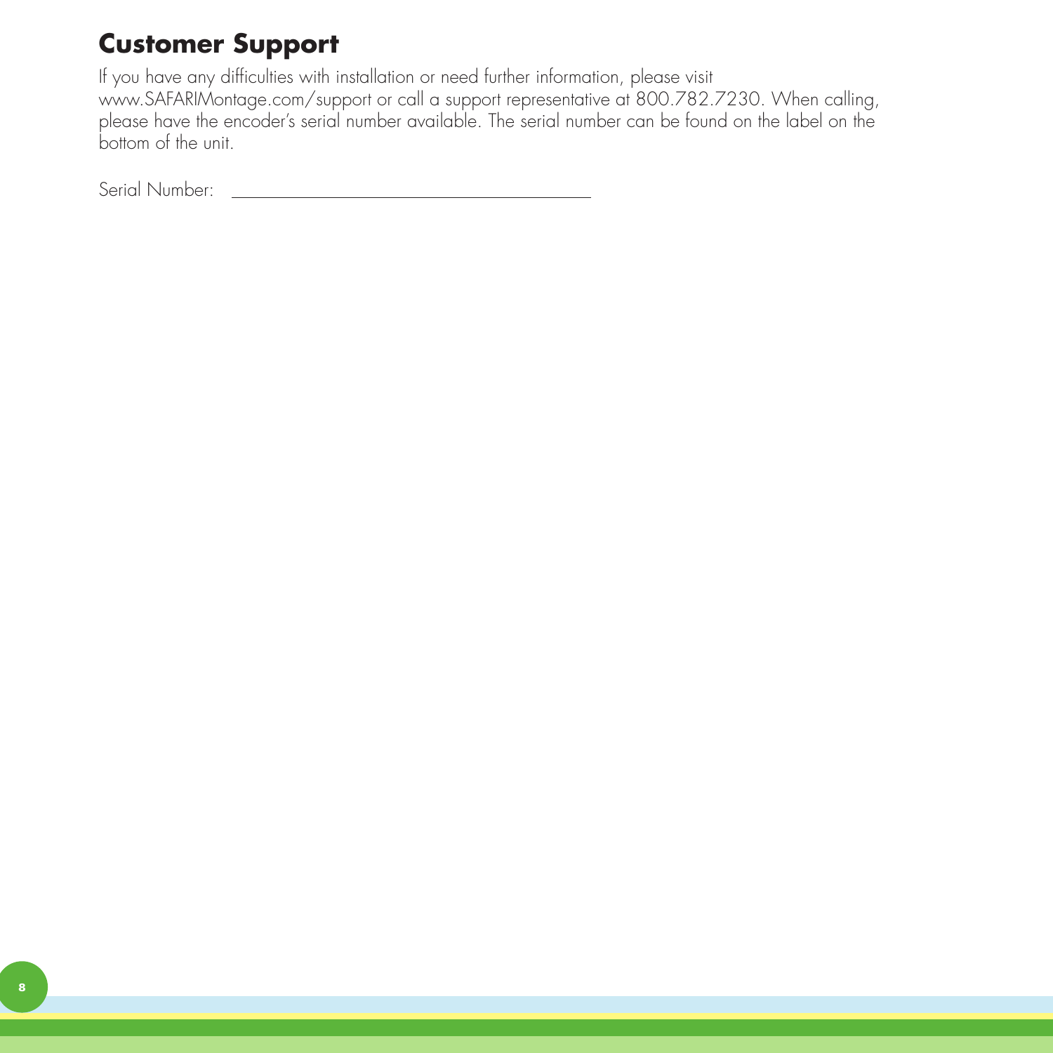## Customer Support

If you have any difficulties with installation or need further information, please visit www.SAFARIMontage.com/support or call a support representative at 800.782.7230. When calling, please have the encoder's serial number available. The serial number can be found on the label on the bottom of the unit.

Serial Number: \_\_\_\_\_\_\_\_\_\_\_\_\_\_\_\_\_\_\_\_\_\_\_\_\_\_\_\_\_\_\_\_\_\_\_\_\_\_\_\_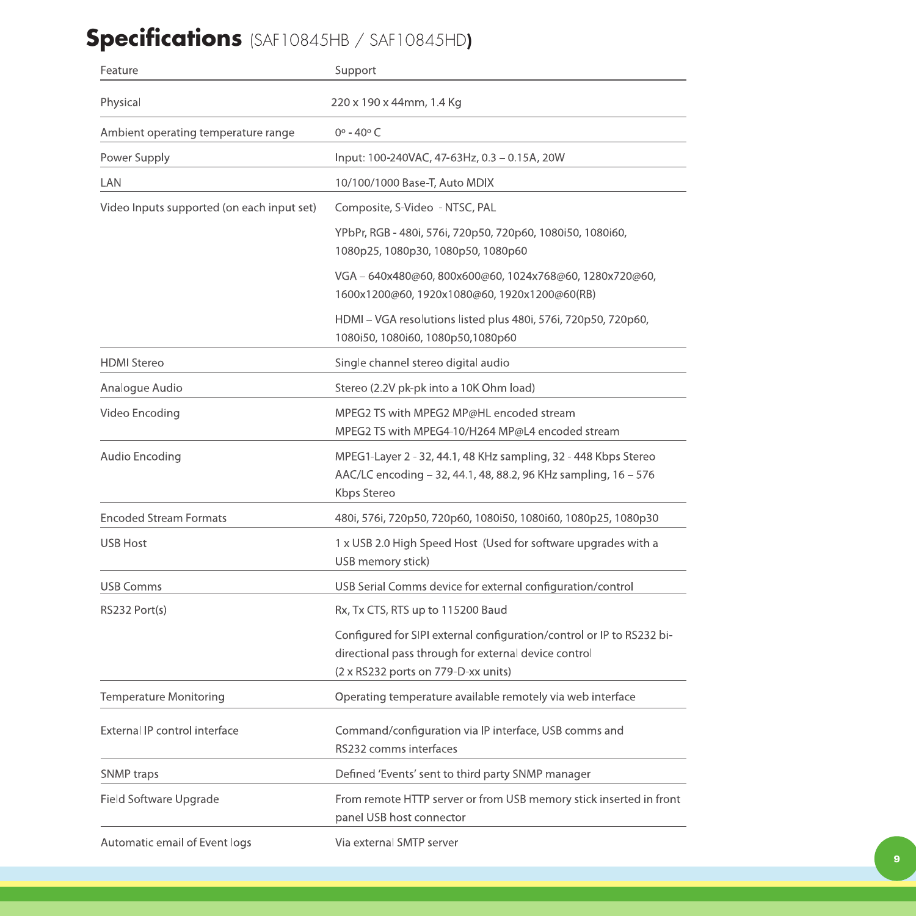# Specifications (SAF10845HB / SAF10845HD)

| Feature | Support |
|---|---|
| Physical | 220 x 190 x 44mm, 1.4 Kg |
| Ambient operating temperature range | 0º - 40º C |
| Power Supply | Input: 100-240VAC, 47-63Hz, 0.3 – 0.15A, 20W |
| LAN | 10/100/1000 Base-T, Auto MDIX |
| Video Inputs supported (on each input set) | Composite, S-Video - NTSC, PAL<br><br>YPbPr, RGB - 480i, 576i, 720p50, 720p60, 1080i50, 1080i60, 1080p25, 1080p30, 1080p50, 1080p60<br><br>VGA – 640x480@60, 800x600@60, 1024x768@60, 1280x720@60, 1600x1200@60, 1920x1080@60, 1920x1200@60(RB)<br><br>HDMI – VGA resolutions listed plus 480i, 576i, 720p50, 720p60, 1080i50, 1080i60, 1080p50,1080p60 |
| HDMI Stereo | Single channel stereo digital audio |
| Analogue Audio | Stereo (2.2V pk-pk into a 10K Ohm load) |
| Video Encoding | MPEG2 TS with MPEG2 MP@HL encoded stream<br>MPEG2 TS with MPEG4-10/H264 MP@L4 encoded stream |
| Audio Encoding | MPEG1-Layer 2 - 32, 44.1, 48 KHz sampling, 32 - 448 Kbps Stereo<br>AAC/LC encoding – 32, 44.1, 48, 88.2, 96 KHz sampling, 16 – 576 Kbps Stereo |
| Encoded Stream Formats | 480i, 576i, 720p50, 720p60, 1080i50, 1080i60, 1080p25, 1080p30 |
| USB Host | 1 x USB 2.0 High Speed Host (Used for software upgrades with a USB memory stick) |
| USB Comms | USB Serial Comms device for external configuration/control |
| RS232 Port(s) | Rx, Tx CTS, RTS up to 115200 Baud<br><br>Configured for SIPI external configuration/control or IP to RS232 bi-directional pass through for external device control<br>(2 x RS232 ports on 779-D-xx units) |
| Temperature Monitoring | Operating temperature available remotely via web interface |
| External IP control interface | Command/configuration via IP interface, USB comms and RS232 comms interfaces |
| SNMP traps | Defined 'Events' sent to third party SNMP manager |
| Field Software Upgrade | From remote HTTP server or from USB memory stick inserted in front panel USB host connector |
| Automatic email of Event logs | Via external SMTP server |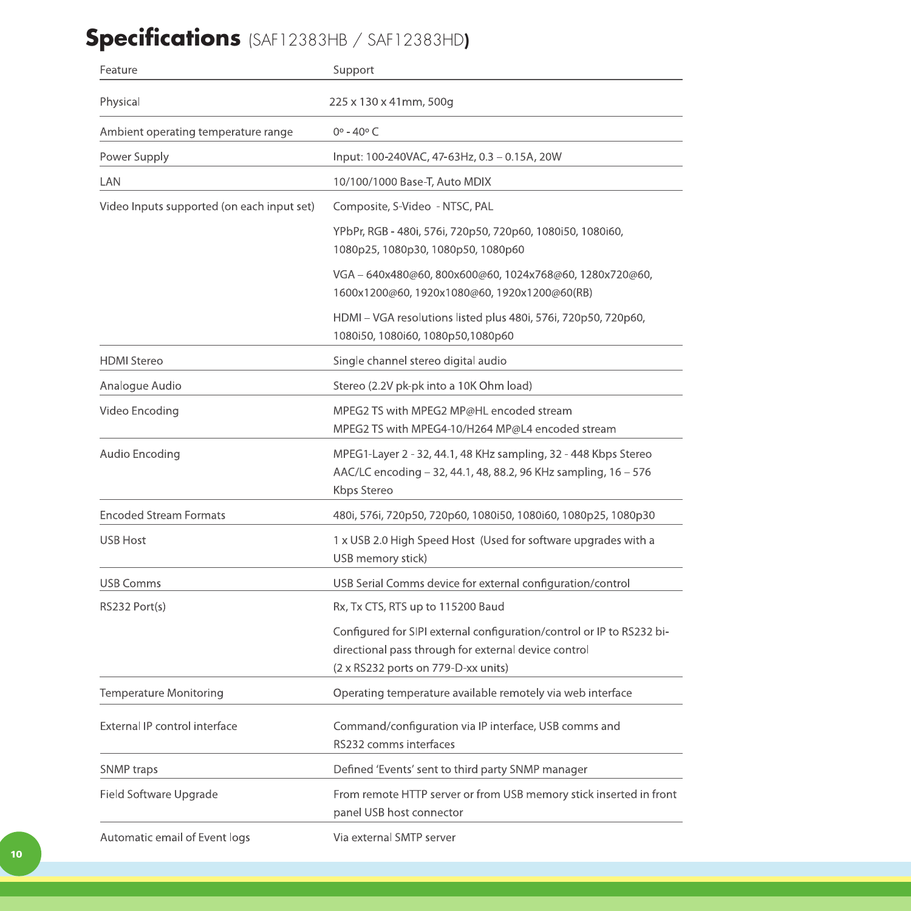# Specifications (SAF12383HB / SAF12383HD)

| Feature | Support |
| --- | --- |
| Physical | 225 x 130 x 41mm, 500g |
| Ambient operating temperature range | 0º - 40º C |
| Power Supply | Input: 100-240VAC, 47-63Hz, 0.3 – 0.15A, 20W |
| LAN | 10/100/1000 Base-T, Auto MDIX |
| Video Inputs supported (on each input set) | Composite, S-Video - NTSC, PAL<br><br>YPbPr, RGB - 480i, 576i, 720p50, 720p60, 1080i50, 1080i60, 1080p25, 1080p30, 1080p50, 1080p60<br><br>VGA – 640x480@60, 800x600@60, 1024x768@60, 1280x720@60, 1600x1200@60, 1920x1080@60, 1920x1200@60(RB)<br><br>HDMI – VGA resolutions listed plus 480i, 576i, 720p50, 720p60, 1080i50, 1080i60, 1080p50,1080p60 |
| HDMI Stereo | Single channel stereo digital audio |
| Analogue Audio | Stereo (2.2V pk-pk into a 10K Ohm load) |
| Video Encoding | MPEG2 TS with MPEG2 MP@HL encoded stream<br>MPEG2 TS with MPEG4-10/H264 MP@L4 encoded stream |
| Audio Encoding | MPEG1-Layer 2 - 32, 44.1, 48 KHz sampling, 32 - 448 Kbps Stereo<br>AAC/LC encoding – 32, 44.1, 48, 88.2, 96 KHz sampling, 16 – 576 Kbps Stereo |
| Encoded Stream Formats | 480i, 576i, 720p50, 720p60, 1080i50, 1080i60, 1080p25, 1080p30 |
| USB Host | 1 x USB 2.0 High Speed Host (Used for software upgrades with a USB memory stick) |
| USB Comms | USB Serial Comms device for external configuration/control |
| RS232 Port(s) | Rx, Tx CTS, RTS up to 115200 Baud<br><br>Configured for SIPI external configuration/control or IP to RS232 bi-directional pass through for external device control<br>(2 x RS232 ports on 779-D-xx units) |
| Temperature Monitoring | Operating temperature available remotely via web interface |
| External IP control interface | Command/configuration via IP interface, USB comms and RS232 comms interfaces |
| SNMP traps | Defined 'Events' sent to third party SNMP manager |
| Field Software Upgrade | From remote HTTP server or from USB memory stick inserted in front panel USB host connector |
| Automatic email of Event logs | Via external SMTP server |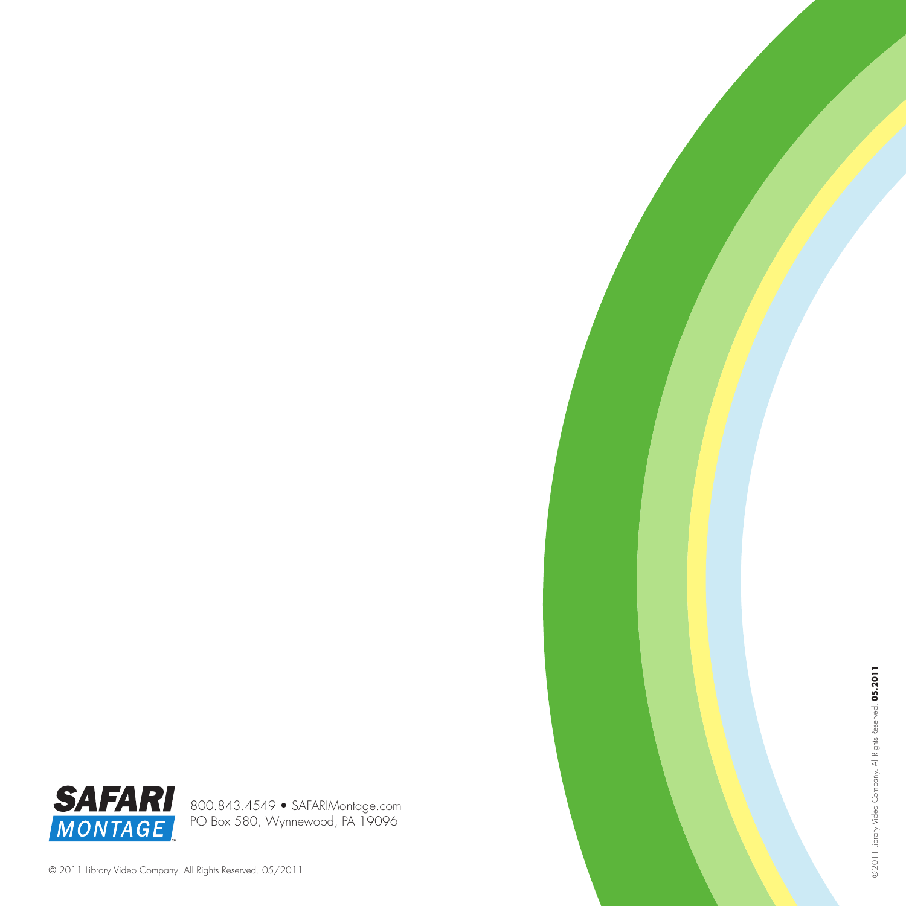SAFARI MONTAGE™

800.843.4549 • SAFARIMontage.com
PO Box 580, Wynnewood, PA 19096

© 2011 Library Video Company. All Rights Reserved. 05/2011

©2011 Library Video Company. All Rights Reserved. **05.2011**